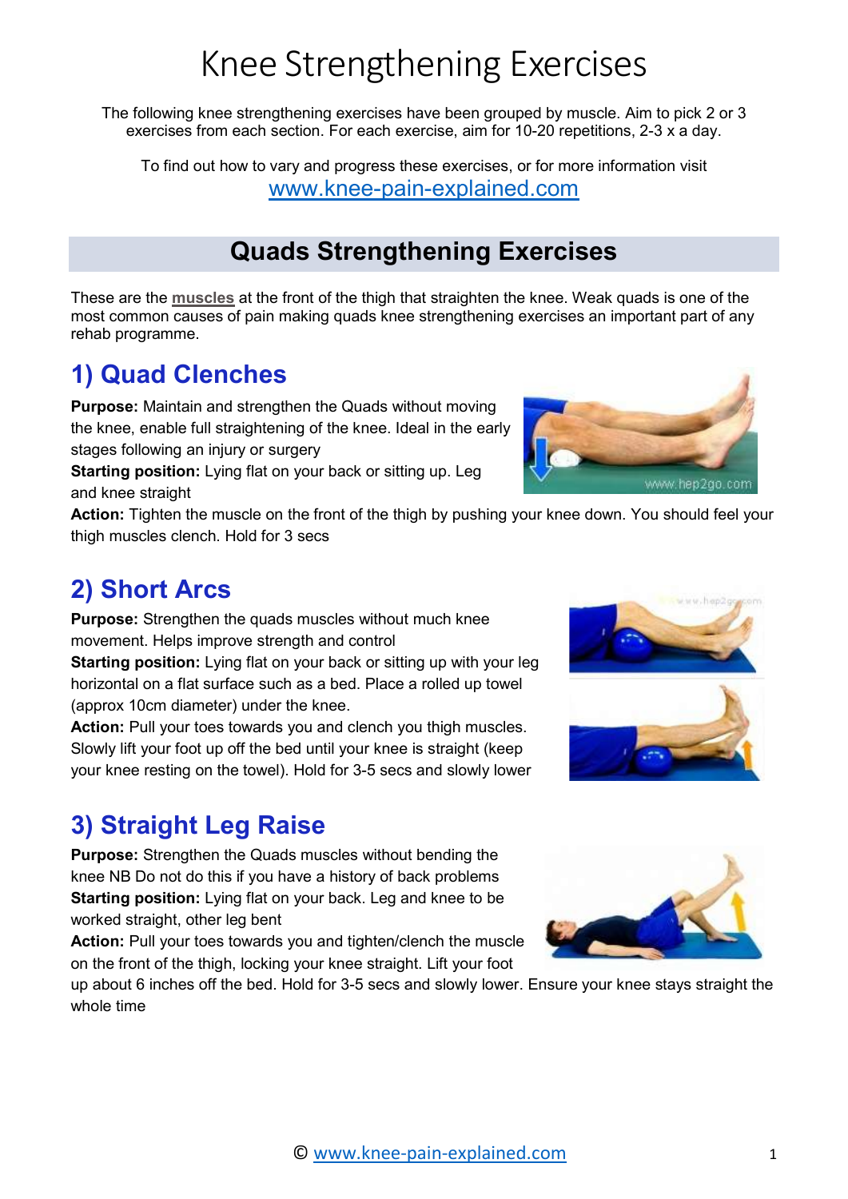# Knee Strengthening Exercises

The following knee strengthening exercises have been grouped by muscle. Aim to pick 2 or 3 exercises from each section. For each exercise, aim for 10-20 repetitions, 2-3 x a day.

To find out how to vary and progress these exercises, or for more information visit [www.knee-pain-explained.com](http://www.knee-pain-explained.com)

## Quads Strengthening Exercises

These are the **muscles** at the front of the thigh that straighten the knee. Weak quads is one of the most common causes of pain making quads knee strengthening exercises an important part of any rehab programme.

### 1) Quad Clenches

**Purpose:** Maintain and strengthen the Quads without moving the knee, enable full straightening of the knee. Ideal in the early stages following an injury or surgery

**Starting position:** Lying flat on your back or sitting up. Leg and knee straight

**Action:** Tighten the muscle on the front of the thigh by pushing your knee down. You should feel your thigh muscles clench. Hold for 3 secs

### 2) Short Arcs

**Purpose:** Strengthen the quads muscles without much knee movement. Helps improve strength and control

**Starting position:** Lying flat on your back or sitting up with your leg horizontal on a flat surface such as a bed. Place a rolled up towel (approx 10cm diameter) under the knee.

**Action:** Pull your toes towards you and clench you thigh muscles. Slowly lift your foot up off the bed until your knee is straight (keep your knee resting on the towel). Hold for 3-5 secs and slowly lower

### 3) Straight Leg Raise

**Purpose:** Strengthen the Quads muscles without bending the knee NB Do not do this if you have a history of back problems

**Starting position:** Lying flat on your back. Leg and knee to be worked straight, other leg bent

**Action:** Pull your toes towards you and tighten/clench the muscle on the front of the thigh, locking your knee straight. Lift your foot up about 6 inches off the bed. Hold for 3-5 secs and slowly lower. Ensure your knee stays straight the whole time

© [www.knee-pain-explained.com](http://www.knee-pain-explained.com)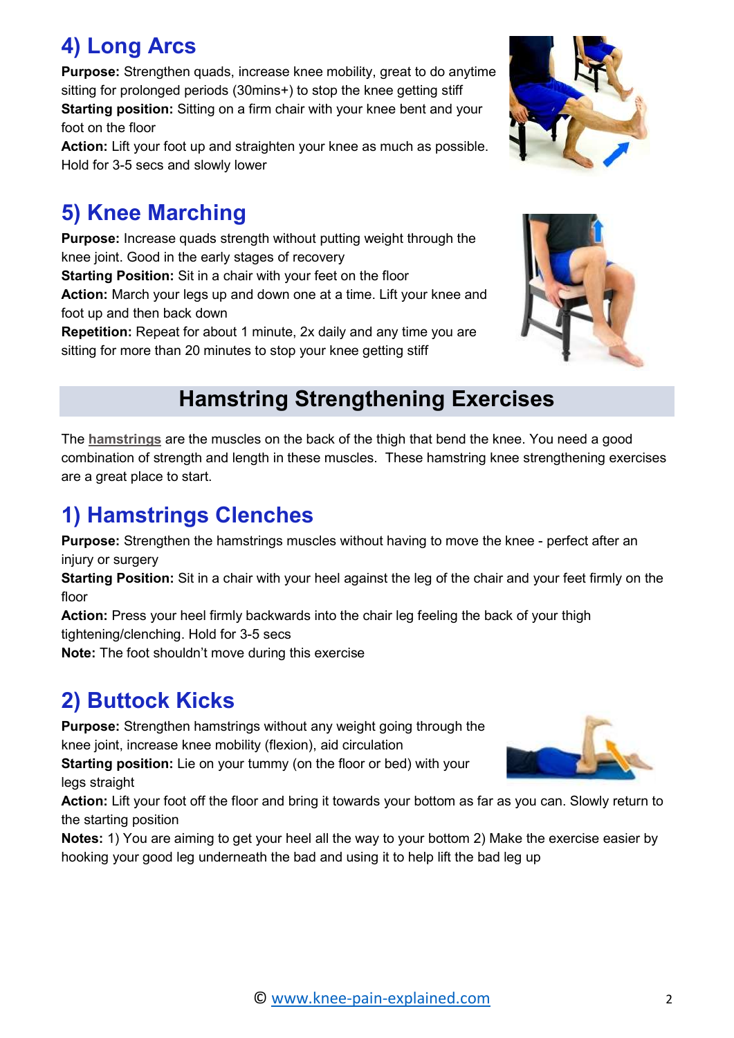## 4) Long Arcs

**Purpose:** Strengthen quads, increase knee mobility, great to do anytime sitting for prolonged periods (30mins+) to stop the knee getting stiff
**Starting position:** Sitting on a firm chair with your knee bent and your foot on the floor
**Action:** Lift your foot up and straighten your knee as much as possible. Hold for 3-5 secs and slowly lower

## 5) Knee Marching

**Purpose:** Increase quads strength without putting weight through the knee joint. Good in the early stages of recovery
**Starting Position:** Sit in a chair with your feet on the floor
**Action:** March your legs up and down one at a time. Lift your knee and foot up and then back down
**Repetition:** Repeat for about 1 minute, 2x daily and any time you are sitting for more than 20 minutes to stop your knee getting stiff

# Hamstring Strengthening Exercises

The **hamstrings** are the muscles on the back of the thigh that bend the knee. You need a good combination of strength and length in these muscles. These hamstring knee strengthening exercises are a great place to start.

## 1) Hamstrings Clenches

**Purpose:** Strengthen the hamstrings muscles without having to move the knee - perfect after an injury or surgery
**Starting Position:** Sit in a chair with your heel against the leg of the chair and your feet firmly on the floor
**Action:** Press your heel firmly backwards into the chair leg feeling the back of your thigh tightening/clenching. Hold for 3-5 secs
**Note:** The foot shouldn't move during this exercise

## 2) Buttock Kicks

**Purpose:** Strengthen hamstrings without any weight going through the knee joint, increase knee mobility (flexion), aid circulation
**Starting position:** Lie on your tummy (on the floor or bed) with your legs straight
**Action:** Lift your foot off the floor and bring it towards your bottom as far as you can. Slowly return to the starting position
**Notes:** 1) You are aiming to get your heel all the way to your bottom 2) Make the exercise easier by hooking your good leg underneath the bad and using it to help lift the bad leg up

© www.knee-pain-explained.com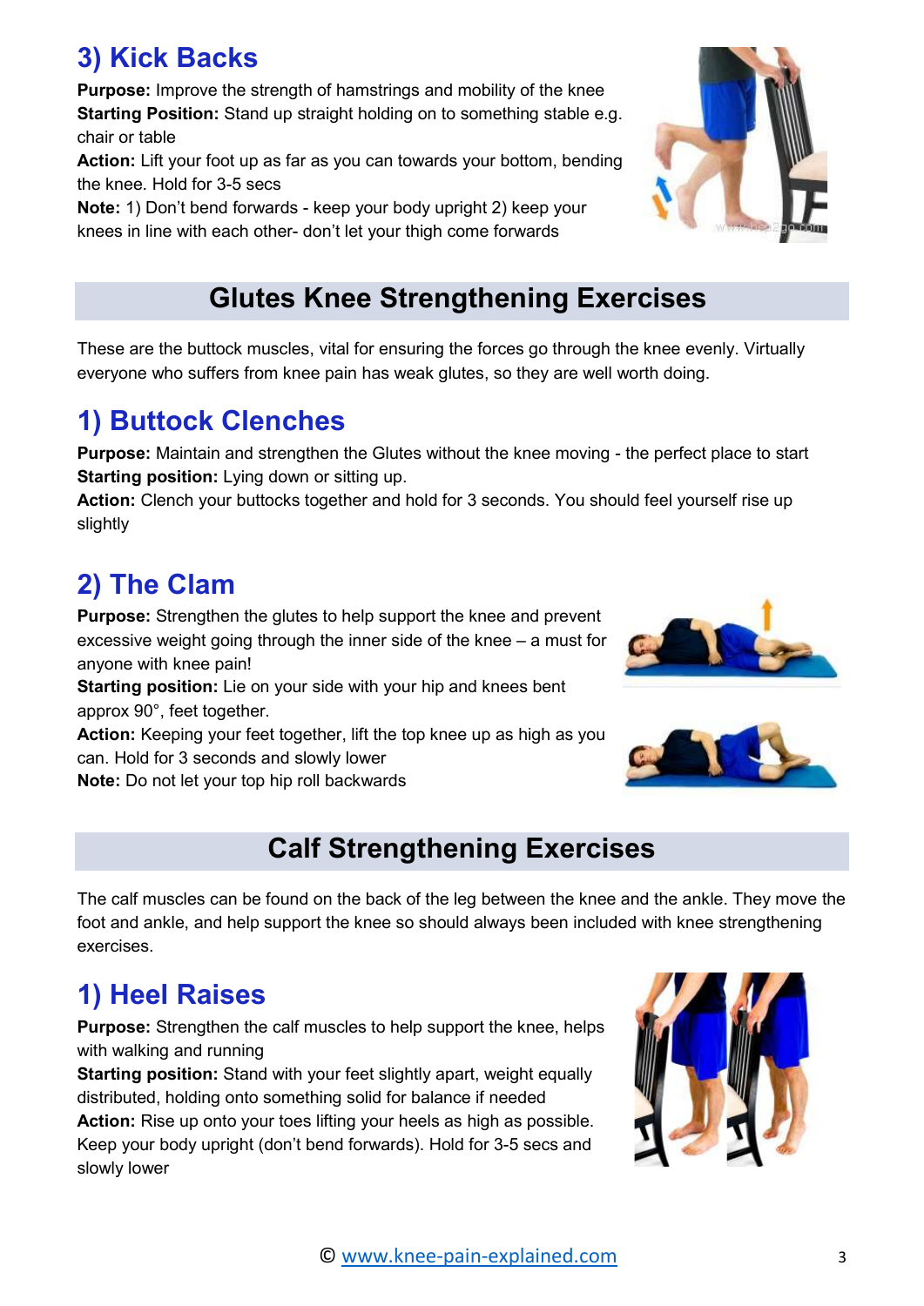## 3) Kick Backs

**Purpose:** Improve the strength of hamstrings and mobility of the knee
**Starting Position:** Stand up straight holding on to something stable e.g. chair or table
**Action:** Lift your foot up as far as you can towards your bottom, bending the knee. Hold for 3-5 secs
**Note:** 1) Don't bend forwards - keep your body upright 2) keep your knees in line with each other- don't let your thigh come forwards

# Glutes Knee Strengthening Exercises

These are the buttock muscles, vital for ensuring the forces go through the knee evenly. Virtually everyone who suffers from knee pain has weak glutes, so they are well worth doing.

## 1) Buttock Clenches

**Purpose:** Maintain and strengthen the Glutes without the knee moving - the perfect place to start
**Starting position:** Lying down or sitting up.
**Action:** Clench your buttocks together and hold for 3 seconds. You should feel yourself rise up slightly

## 2) The Clam

**Purpose:** Strengthen the glutes to help support the knee and prevent excessive weight going through the inner side of the knee – a must for anyone with knee pain!
**Starting position:** Lie on your side with your hip and knees bent approx 90°, feet together.
**Action:** Keeping your feet together, lift the top knee up as high as you can. Hold for 3 seconds and slowly lower
**Note:** Do not let your top hip roll backwards

# Calf Strengthening Exercises

The calf muscles can be found on the back of the leg between the knee and the ankle. They move the foot and ankle, and help support the knee so should always been included with knee strengthening exercises.

## 1) Heel Raises

**Purpose:** Strengthen the calf muscles to help support the knee, helps with walking and running
**Starting position:** Stand with your feet slightly apart, weight equally distributed, holding onto something solid for balance if needed
**Action:** Rise up onto your toes lifting your heels as high as possible. Keep your body upright (don't bend forwards). Hold for 3-5 secs and slowly lower

© www.knee-pain-explained.com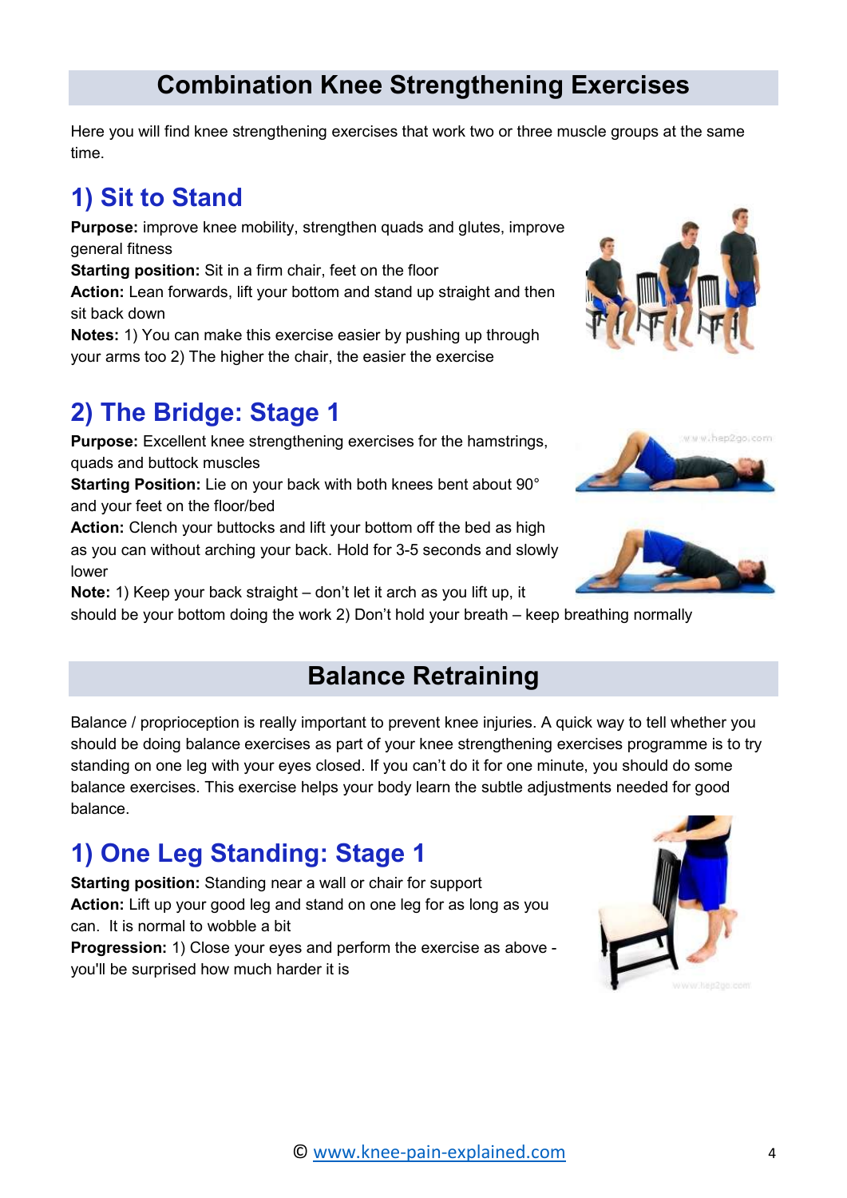## Combination Knee Strengthening Exercises

Here you will find knee strengthening exercises that work two or three muscle groups at the same time.

### 1) Sit to Stand

**Purpose:** improve knee mobility, strengthen quads and glutes, improve general fitness
**Starting position:** Sit in a firm chair, feet on the floor
**Action:** Lean forwards, lift your bottom and stand up straight and then sit back down
**Notes:** 1) You can make this exercise easier by pushing up through your arms too 2) The higher the chair, the easier the exercise

### 2) The Bridge: Stage 1

**Purpose:** Excellent knee strengthening exercises for the hamstrings, quads and buttock muscles
**Starting Position:** Lie on your back with both knees bent about 90° and your feet on the floor/bed
**Action:** Clench your buttocks and lift your bottom off the bed as high as you can without arching your back. Hold for 3-5 seconds and slowly lower
**Note:** 1) Keep your back straight – don't let it arch as you lift up, it should be your bottom doing the work 2) Don't hold your breath – keep breathing normally

## Balance Retraining

Balance / proprioception is really important to prevent knee injuries. A quick way to tell whether you should be doing balance exercises as part of your knee strengthening exercises programme is to try standing on one leg with your eyes closed. If you can't do it for one minute, you should do some balance exercises. This exercise helps your body learn the subtle adjustments needed for good balance.

### 1) One Leg Standing: Stage 1

**Starting position:** Standing near a wall or chair for support
**Action:** Lift up your good leg and stand on one leg for as long as you can. It is normal to wobble a bit
**Progression:** 1) Close your eyes and perform the exercise as above - you'll be surprised how much harder it is

© www.knee-pain-explained.com